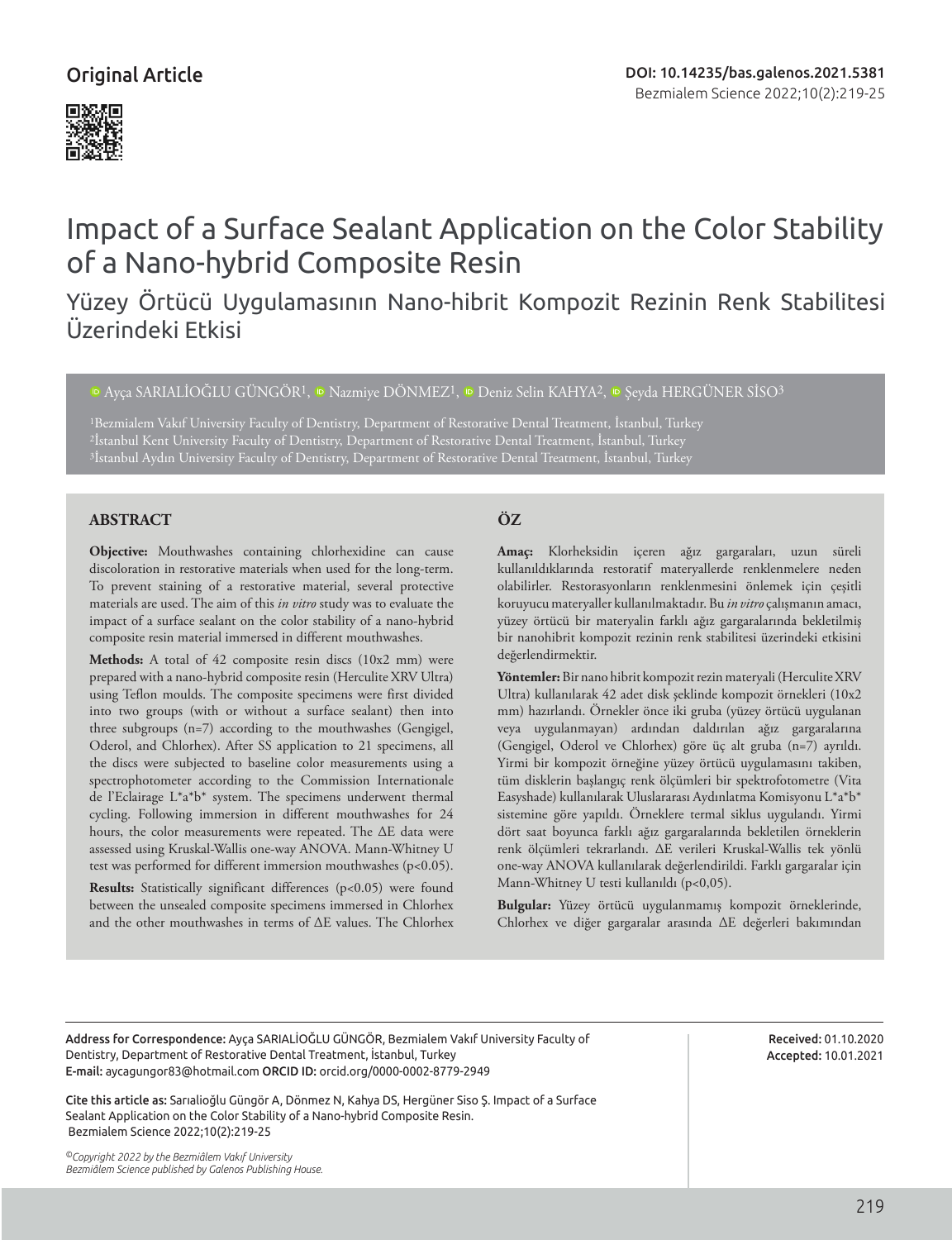Original Article

DOI: 10.14235/bas.galenos.2021.5381

# Impact of a Surface Sealant Application on the Color Stability of a Nano-hybrid Composite Resin

## Yüzey Örtücü Uygulamasının Nano-hibrit Kompozit Rezinin Renk Stabilitesi Üzerindeki Etkisi

Ayça SARIALİOĞLU GÜNGÖR[1], Nazmiye DÖNMEZ[1], Deniz Selin KAHYA[2], Şeyda HERGÜNER SİSO[3]

[1]Bezmialem Vakıf University Faculty of Dentistry, Department of Restorative Dental Treatment, İstanbul, Turkey
[2]İstanbul Kent University Faculty of Dentistry, Department of Restorative Dental Treatment, İstanbul, Turkey
[3]İstanbul Aydın University Faculty of Dentistry, Department of Restorative Dental Treatment, İstanbul, Turkey

### ABSTRACT

**Objective:** Mouthwashes containing chlorhexidine can cause discoloration in restorative materials when used for the long-term. To prevent staining of a restorative material, several protective materials are used. The aim of this *in vitro* study was to evaluate the impact of a surface sealant on the color stability of a nano-hybrid composite resin material immersed in different mouthwashes.

**Methods:** A total of 42 composite resin discs (10x2 mm) were prepared with a nano-hybrid composite resin (Herculite XRV Ultra) using Teflon moulds. The composite specimens were first divided into two groups (with or without a surface sealant) then into three subgroups (n=7) according to the mouthwashes (Gengigel, Oderol, and Chlorhex). After SS application to 21 specimens, all the discs were subjected to baseline color measurements using a spectrophotometer according to the Commission Internationale de l'Eclairage L*a*b* system. The specimens underwent thermal cycling. Following immersion in different mouthwashes for 24 hours, the color measurements were repeated. The ΔE data were assessed using Kruskal-Wallis one-way ANOVA. Mann-Whitney U test was performed for different immersion mouthwashes ($p<0.05$).

**Results:** Statistically significant differences ($p<0.05$) were found between the unsealed composite specimens immersed in Chlorhex and the other mouthwashes in terms of ΔE values. The Chlorhex

### ÖZ

**Amaç:** Klorheksidin içeren ağız gargaraları, uzun süreli kullanıldıklarında restoratif materyallerde renklenmelere neden olabilirler. Restorasyonların renklenmesini önlemek için çeşitli koruyucu materyaller kullanılmaktadır. Bu *in vitro* çalışmanın amacı, yüzey örtücü bir materyalin farklı ağız gargaralarında bekletilmiş bir nanohibrit kompozit rezinin renk stabilitesi üzerindeki etkisini değerlendirmektir.

**Yöntemler:** Bir nano hibrit kompozit rezin materyali (Herculite XRV Ultra) kullanılarak 42 adet disk şeklinde kompozit örnekleri (10x2 mm) hazırlandı. Örnekler önce iki gruba (yüzey örtücü uygulanan veya uygulanmayan) ardından daldırılan ağız gargaralarına (Gengigel, Oderol ve Chlorhex) göre üç alt gruba (n=7) ayrıldı. Yirmi bir kompozit örneğine yüzey örtücü uygulamasını takiben, tüm disklerin başlangıç renk ölçümleri bir spektrofotometre (Vita Easyshade) kullanılarak Uluslararası Aydınlatma Komisyonu L*a*b* sistemine göre yapıldı. Örneklere termal siklus uygulandı. Yirmi dört saat boyunca farklı ağız gargaralarında bekletilen örneklerin renk ölçümleri tekrarlandı. ΔE verileri Kruskal-Wallis tek yönlü one-way ANOVA kullanılarak değerlendirildi. Farklı gargaralar için Mann-Whitney U testi kullanıldı ($p<0,05$).

**Bulgular:** Yüzey örtücü uygulanmamış kompozit örneklerinde, Chlorhex ve diğer gargaralar arasında ΔE değerleri bakımından

---

**Address for Correspondence:** Ayça SARIALİOĞLU GÜNGÖR, Bezmialem Vakıf University Faculty of Dentistry, Department of Restorative Dental Treatment, İstanbul, Turkey
**E-mail:** aycagungor83@hotmail.com **ORCID ID:** orcid.org/0000-0002-8779-2949

**Received:** 01.10.2020
**Accepted:** 10.01.2021

**Cite this article as:** Sarıalioğlu Güngör A, Dönmez N, Kahya DS, Hergüner Siso Ş. Impact of a Surface Sealant Application on the Color Stability of a Nano-hybrid Composite Resin. Bezmialem Science 2022;10(2):219-25

©*Copyright 2022 by the Bezmiâlem Vakıf University*
*Bezmiâlem Science published by Galenos Publishing House.*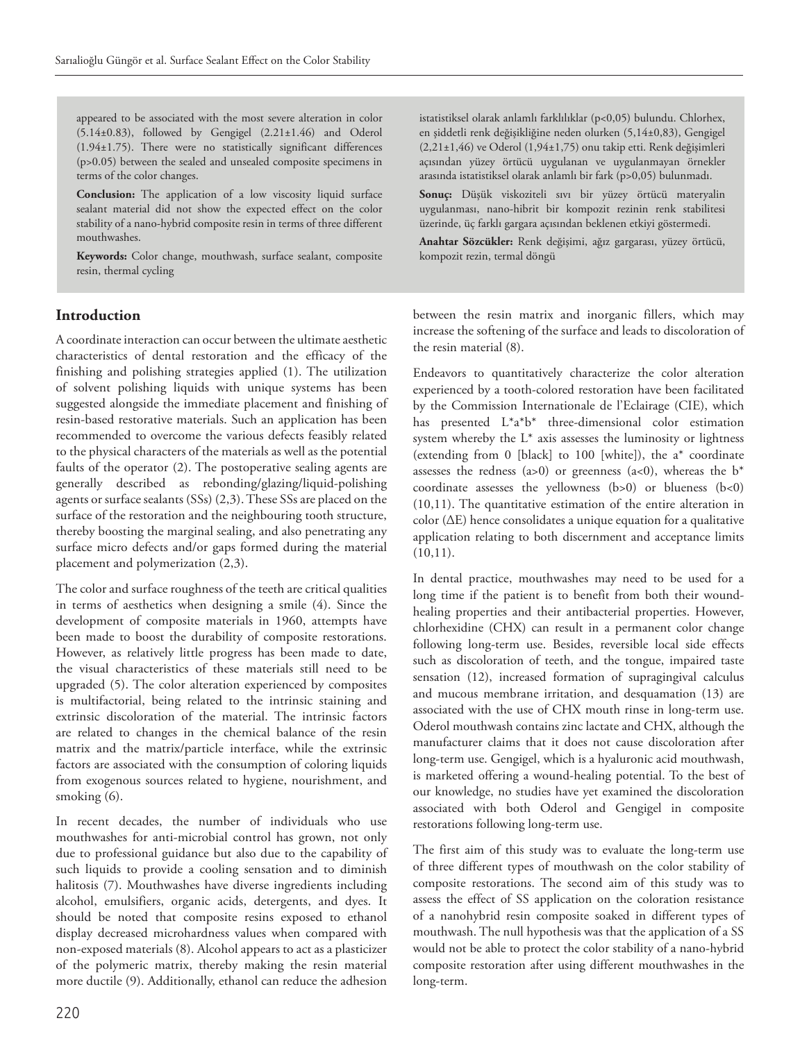appeared to be associated with the most severe alteration in color (5.14±0.83), followed by Gengigel (2.21±1.46) and Oderol (1.94±1.75). There were no statistically significant differences (p>0.05) between the sealed and unsealed composite specimens in terms of the color changes.

**Conclusion:** The application of a low viscosity liquid surface sealant material did not show the expected effect on the color stability of a nano-hybrid composite resin in terms of three different mouthwashes.

**Keywords:** Color change, mouthwash, surface sealant, composite resin, thermal cycling

istatistiksel olarak anlamlı farklılıklar (p<0,05) bulundu. Chlorhex, en şiddetli renk değişikliğine neden olurken (5,14±0,83), Gengigel (2,21±1,46) ve Oderol (1,94±1,75) onu takip etti. Renk değişimleri açısından yüzey örtücü uygulanan ve uygulanmayan örnekler arasında istatistiksel olarak anlamlı bir fark (p>0,05) bulunmadı.

**Sonuç:** Düşük viskoziteli sıvı bir yüzey örtücü materyalin uygulanması, nano-hibrit bir kompozit rezinin renk stabilitesi üzerinde, üç farklı gargara açısından beklenen etkiyi göstermedi.

**Anahtar Sözcükler:** Renk değişimi, ağız gargarası, yüzey örtücü, kompozit rezin, termal döngü

## Introduction

A coordinate interaction can occur between the ultimate aesthetic characteristics of dental restoration and the efficacy of the finishing and polishing strategies applied (1). The utilization of solvent polishing liquids with unique systems has been suggested alongside the immediate placement and finishing of resin-based restorative materials. Such an application has been recommended to overcome the various defects feasibly related to the physical characters of the materials as well as the potential faults of the operator (2). The postoperative sealing agents are generally described as rebonding/glazing/liquid-polishing agents or surface sealants (SSs) (2,3). These SSs are placed on the surface of the restoration and the neighbouring tooth structure, thereby boosting the marginal sealing, and also penetrating any surface micro defects and/or gaps formed during the material placement and polymerization (2,3).

The color and surface roughness of the teeth are critical qualities in terms of aesthetics when designing a smile (4). Since the development of composite materials in 1960, attempts have been made to boost the durability of composite restorations. However, as relatively little progress has been made to date, the visual characteristics of these materials still need to be upgraded (5). The color alteration experienced by composites is multifactorial, being related to the intrinsic staining and extrinsic discoloration of the material. The intrinsic factors are related to changes in the chemical balance of the resin matrix and the matrix/particle interface, while the extrinsic factors are associated with the consumption of coloring liquids from exogenous sources related to hygiene, nourishment, and smoking (6).

In recent decades, the number of individuals who use mouthwashes for anti-microbial control has grown, not only due to professional guidance but also due to the capability of such liquids to provide a cooling sensation and to diminish halitosis (7). Mouthwashes have diverse ingredients including alcohol, emulsifiers, organic acids, detergents, and dyes. It should be noted that composite resins exposed to ethanol display decreased microhardness values when compared with non-exposed materials (8). Alcohol appears to act as a plasticizer of the polymeric matrix, thereby making the resin material more ductile (9). Additionally, ethanol can reduce the adhesion between the resin matrix and inorganic fillers, which may increase the softening of the surface and leads to discoloration of the resin material (8).

Endeavors to quantitatively characterize the color alteration experienced by a tooth-colored restoration have been facilitated by the Commission Internationale de l'Eclairage (CIE), which has presented L*a*b* three-dimensional color estimation system whereby the L* axis assesses the luminosity or lightness (extending from 0 [black] to 100 [white]), the a* coordinate assesses the redness (a>0) or greenness (a<0), whereas the b* coordinate assesses the yellowness (b>0) or blueness (b<0) (10,11). The quantitative estimation of the entire alteration in color ($\Delta E$) hence consolidates a unique equation for a qualitative application relating to both discernment and acceptance limits (10,11).

In dental practice, mouthwashes may need to be used for a long time if the patient is to benefit from both their wound-healing properties and their antibacterial properties. However, chlorhexidine (CHX) can result in a permanent color change following long-term use. Besides, reversible local side effects such as discoloration of teeth, and the tongue, impaired taste sensation (12), increased formation of supragingival calculus and mucous membrane irritation, and desquamation (13) are associated with the use of CHX mouth rinse in long-term use. Oderol mouthwash contains zinc lactate and CHX, although the manufacturer claims that it does not cause discoloration after long-term use. Gengigel, which is a hyaluronic acid mouthwash, is marketed offering a wound-healing potential. To the best of our knowledge, no studies have yet examined the discoloration associated with both Oderol and Gengigel in composite restorations following long-term use.

The first aim of this study was to evaluate the long-term use of three different types of mouthwash on the color stability of composite restorations. The second aim of this study was to assess the effect of SS application on the coloration resistance of a nanohybrid resin composite soaked in different types of mouthwash. The null hypothesis was that the application of a SS would not be able to protect the color stability of a nano-hybrid composite restoration after using different mouthwashes in the long-term.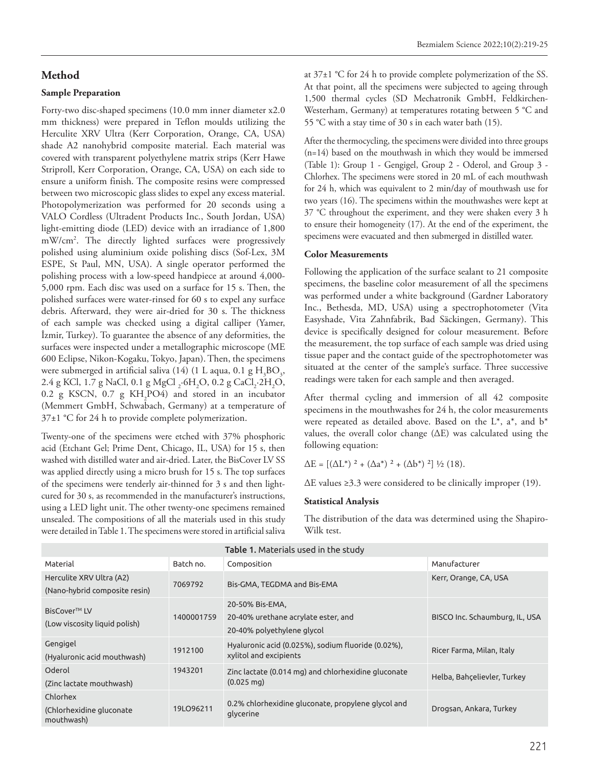## Method

### Sample Preparation

Forty-two disc-shaped specimens (10.0 mm inner diameter x2.0 mm thickness) were prepared in Teflon moulds utilizing the Herculite XRV Ultra (Kerr Corporation, Orange, CA, USA) shade A2 nanohybrid composite material. Each material was covered with transparent polyethylene matrix strips (Kerr Hawe Striproll, Kerr Corporation, Orange, CA, USA) on each side to ensure a uniform finish. The composite resins were compressed between two microscopic glass slides to expel any excess material. Photopolymerization was performed for 20 seconds using a VALO Cordless (Ultradent Products Inc., South Jordan, USA) light-emitting diode (LED) device with an irradiance of 1,800 mW/cm$^2$. The directly lighted surfaces were progressively polished using aluminium oxide polishing discs (Sof-Lex, 3M ESPE, St Paul, MN, USA). A single operator performed the polishing process with a low-speed handpiece at around 4,000-5,000 rpm. Each disc was used on a surface for 15 s. Then, the polished surfaces were water-rinsed for 60 s to expel any surface debris. Afterward, they were air-dried for 30 s. The thickness of each sample was checked using a digital calliper (Yamer, İzmir, Turkey). To guarantee the absence of any deformities, the surfaces were inspected under a metallographic microscope (ME 600 Eclipse, Nikon-Kogaku, Tokyo, Japan). Then, the specimens were submerged in artificial saliva (14) (1 L aqua, 0.1 g $H_3BO_3$, 2.4 g KCl, 1.7 g NaCl, 0.1 g $MgCl_2 \cdot 6H_2O$, 0.2 g $CaCl_2 \cdot 2H_2O$, 0.2 g KSCN, 0.7 g $KH_2PO4$) and stored in an incubator (Memmert GmbH, Schwabach, Germany) at a temperature of 37±1 °C for 24 h to provide complete polymerization.

Twenty-one of the specimens were etched with 37% phosphoric acid (Etchant Gel; Prime Dent, Chicago, IL, USA) for 15 s, then washed with distilled water and air-dried. Later, the BisCover LV SS was applied directly using a micro brush for 15 s. The top surfaces of the specimens were tenderly air-thinned for 3 s and then light-cured for 30 s, as recommended in the manufacturer's instructions, using a LED light unit. The other twenty-one specimens remained unsealed. The compositions of all the materials used in this study were detailed in Table 1. The specimens were stored in artificial saliva at 37±1 °C for 24 h to provide complete polymerization of the SS. At that point, all the specimens were subjected to ageing through 1,500 thermal cycles (SD Mechatronik GmbH, Feldkirchen-Westerham, Germany) at temperatures rotating between 5 °C and 55 °C with a stay time of 30 s in each water bath (15).

After the thermocycling, the specimens were divided into three groups (n=14) based on the mouthwash in which they would be immersed (Table 1): Group 1 - Gengigel, Group 2 - Oderol, and Group 3 - Chlorhex. The specimens were stored in 20 mL of each mouthwash for 24 h, which was equivalent to 2 min/day of mouthwash use for two years (16). The specimens within the mouthwashes were kept at 37 °C throughout the experiment, and they were shaken every 3 h to ensure their homogeneity (17). At the end of the experiment, the specimens were evacuated and then submerged in distilled water.

### Color Measurements

Following the application of the surface sealant to 21 composite specimens, the baseline color measurement of all the specimens was performed under a white background (Gardner Laboratory Inc., Bethesda, MD, USA) using a spectrophotometer (Vita Easyshade, Vita Zahnfabrik, Bad Säckingen, Germany). This device is specifically designed for colour measurement. Before the measurement, the top surface of each sample was dried using tissue paper and the contact guide of the spectrophotometer was situated at the center of the sample's surface. Three successive readings were taken for each sample and then averaged.

After thermal cycling and immersion of all 42 composite specimens in the mouthwashes for 24 h, the color measurements were repeated as detailed above. Based on the L*, a*, and b* values, the overall color change (ΔE) was calculated using the following equation:

$$\Delta E = [(\Delta L^*)^2 + (\Delta a^*)^2 + (\Delta b^*)^2]^{1/2} \quad (18).$$

ΔE values ≥3.3 were considered to be clinically improper (19).

### Statistical Analysis

The distribution of the data was determined using the Shapiro-Wilk test.

**Table 1.** Materials used in the study

| Material | Batch no. | Composition | Manufacturer |
|---|---|---|---|
| Herculite XRV Ultra (A2) (Nano-hybrid composite resin) | 7069792 | Bis-GMA, TEGDMA and Bis-EMA | Kerr, Orange, CA, USA |
| BisCover™ LV (Low viscosity liquid polish) | 1400001759 | 20-50% Bis-EMA, 20-40% urethane acrylate ester, and 20-40% polyethylene glycol | BISCO Inc. Schaumburg, IL, USA |
| Gengigel (Hyaluronic acid mouthwash) | 1912100 | Hyaluronic acid (0.025%), sodium fluoride (0.02%), xylitol and excipients | Ricer Farma, Milan, Italy |
| Oderol (Zinc lactate mouthwash) | 1943201 | Zinc lactate (0.014 mg) and chlorhexidine gluconate (0.025 mg) | Helba, Bahçelievler, Turkey |
| Chlorhex (Chlorhexidine gluconate mouthwash) | 19LO96211 | 0.2% chlorhexidine gluconate, propylene glycol and glycerine | Drogsan, Ankara, Turkey |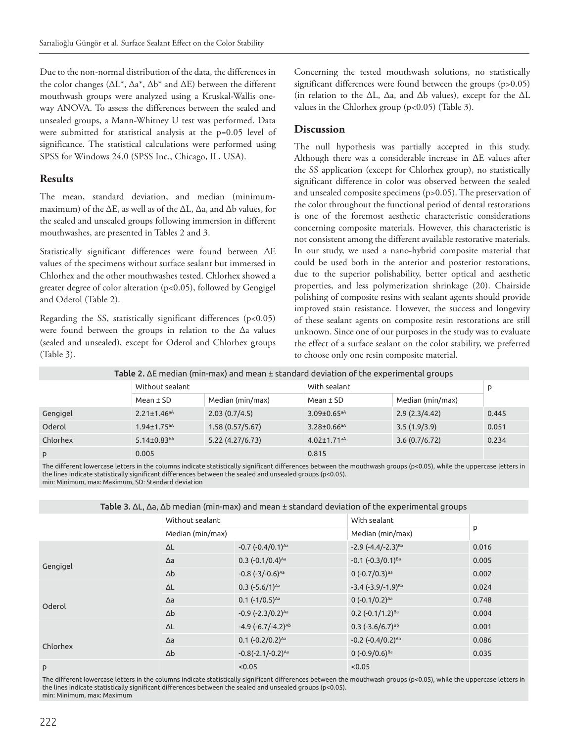Due to the non-normal distribution of the data, the differences in the color changes (ΔL*, Δa*, Δb* and ΔE) between the different mouthwash groups were analyzed using a Kruskal-Wallis one-way ANOVA. To assess the differences between the sealed and unsealed groups, a Mann-Whitney U test was performed. Data were submitted for statistical analysis at the p=0.05 level of significance. The statistical calculations were performed using SPSS for Windows 24.0 (SPSS Inc., Chicago, IL, USA).

## Results

The mean, standard deviation, and median (minimum-maximum) of the ΔE, as well as of the ΔL, Δa, and Δb values, for the sealed and unsealed groups following immersion in different mouthwashes, are presented in Tables 2 and 3.

Statistically significant differences were found between ΔE values of the specimens without surface sealant but immersed in Chlorhex and the other mouthwashes tested. Chlorhex showed a greater degree of color alteration ($p<0.05$), followed by Gengigel and Oderol (Table 2).

Regarding the SS, statistically significant differences ($p<0.05$) were found between the groups in relation to the Δa values (sealed and unsealed), except for Oderol and Chlorhex groups (Table 3).

Concerning the tested mouthwash solutions, no statistically significant differences were found between the groups ($p>0.05$) (in relation to the ΔL, Δa, and Δb values), except for the ΔL values in the Chlorhex group ($p<0.05$) (Table 3).

## Discussion

The null hypothesis was partially accepted in this study. Although there was a considerable increase in ΔE values after the SS application (except for Chlorhex group), no statistically significant difference in color was observed between the sealed and unsealed composite specimens ($p>0.05$). The preservation of the color throughout the functional period of dental restorations is one of the foremost aesthetic characteristic considerations concerning composite materials. However, this characteristic is not consistent among the different available restorative materials. In our study, we used a nano-hybrid composite material that could be used both in the anterior and posterior restorations, due to the superior polishability, better optical and aesthetic properties, and less polymerization shrinkage (20). Chairside polishing of composite resins with sealant agents should provide improved stain resistance. However, the success and longevity of these sealant agents on composite resin restorations are still unknown. Since one of our purposes in the study was to evaluate the effect of a surface sealant on the color stability, we preferred to choose only one resin composite material.

**Table 2.** ΔE median (min-max) and mean ± standard deviation of the experimental groups

| | Without sealant | | With sealant | | p |
|---|---|---|---|---|---|
| | Mean ± SD | Median (min/max) | Mean ± SD | Median (min/max) | |
| Gengigel | 2.21±1.46[aA] | 2.03 (0.7/4.5) | 3.09±0.65[aA] | 2.9 (2.3/4.42) | 0.445 |
| Oderol | 1.94±1.75[aA] | 1.58 (0.57/5.67) | 3.28±0.66[aA] | 3.5 (1.9/3.9) | 0.051 |
| Chlorhex | 5.14±0.83[bA] | 5.22 (4.27/6.73) | 4.02±1.71[aA] | 3.6 (0.7/6.72) | 0.234 |
| p | 0.005 | | 0.815 | | |

The different lowercase letters in the columns indicate statistically significant differences between the mouthwash groups ($p<0.05$), while the uppercase letters in the lines indicate statistically significant differences between the sealed and unsealed groups ($p<0.05$).
min: Minimum, max: Maximum, SD: Standard deviation

**Table 3.** ΔL, Δa, Δb median (min-max) and mean ± standard deviation of the experimental groups

| | | Without sealant | With sealant | p |
|---|---|---|---|---|
| | | Median (min/max) | Median (min/max) | |
| Gengigel | ΔL | -0.7 (-0.4/0.1)[Aa] | -2.9 (-4.4/-2.3)[Ba] | 0.016 |
| | Δa | 0.3 (-0.1/0.4)[Aa] | -0.1 (-0.3/0.1)[Ba] | 0.005 |
| | Δb | -0.8 (-3/-0.6)[Aa] | 0 (-0.7/0.3)[Ba] | 0.002 |
| Oderol | ΔL | 0.3 (-5.6/1)[Aa] | -3.4 (-3.9/-1.9)[Ba] | 0.024 |
| | Δa | 0.1 (-1/0.5)[Aa] | 0 (-0.1/0.2)[Aa] | 0.748 |
| | Δb | -0.9 (-2.3/0.2)[Aa] | 0.2 (-0.1/1.2)[Ba] | 0.004 |
| Chlorhex | ΔL | -4.9 (-6.7/-4.2)[Ab] | 0.3 (-3.6/6.7)[Bb] | 0.001 |
| | Δa | 0.1 (-0.2/0.2)[Aa] | -0.2 (-0.4/0.2)[Aa] | 0.086 |
| | Δb | -0.8(-2.1/-0.2)[Aa] | 0 (-0.9/0.6)[Ba] | 0.035 |
| p | | <0.05 | <0.05 | |

The different lowercase letters in the columns indicate statistically significant differences between the mouthwash groups ($p<0.05$), while the uppercase letters in the lines indicate statistically significant differences between the sealed and unsealed groups ($p<0.05$).
min: Minimum, max: Maximum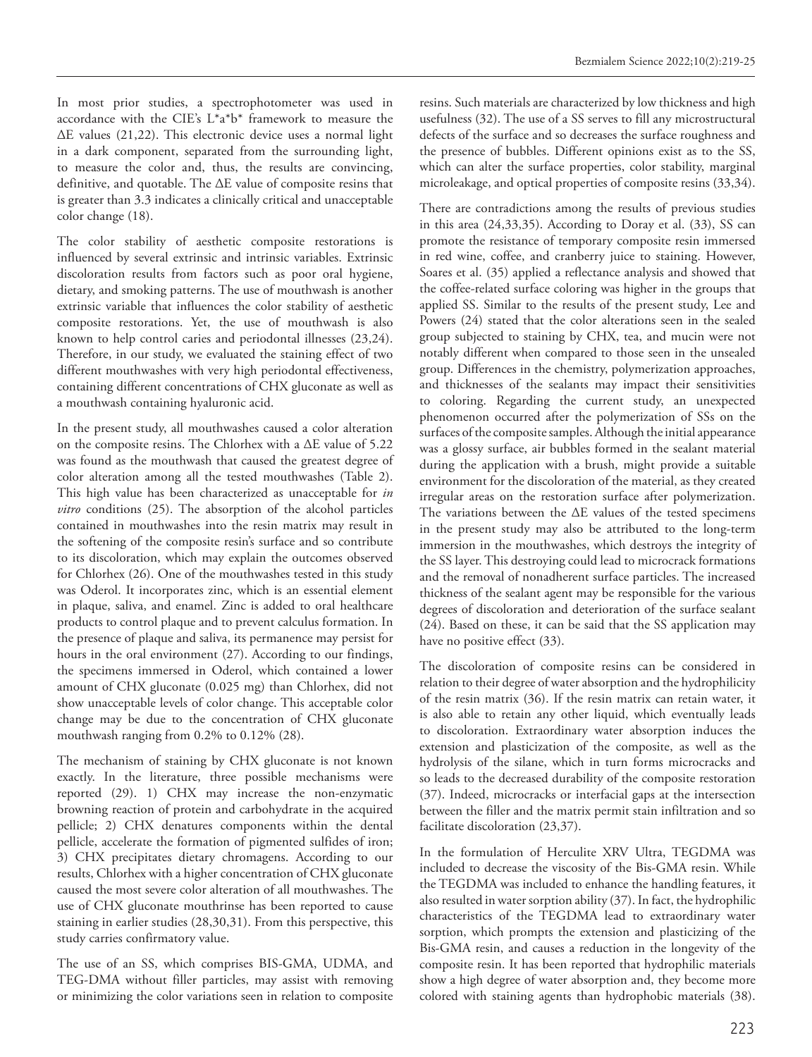In most prior studies, a spectrophotometer was used in accordance with the CIE's L*a*b* framework to measure the ΔE values (21,22). This electronic device uses a normal light in a dark component, separated from the surrounding light, to measure the color and, thus, the results are convincing, definitive, and quotable. The ΔE value of composite resins that is greater than 3.3 indicates a clinically critical and unacceptable color change (18).

The color stability of aesthetic composite restorations is influenced by several extrinsic and intrinsic variables. Extrinsic discoloration results from factors such as poor oral hygiene, dietary, and smoking patterns. The use of mouthwash is another extrinsic variable that influences the color stability of aesthetic composite restorations. Yet, the use of mouthwash is also known to help control caries and periodontal illnesses (23,24). Therefore, in our study, we evaluated the staining effect of two different mouthwashes with very high periodontal effectiveness, containing different concentrations of CHX gluconate as well as a mouthwash containing hyaluronic acid.

In the present study, all mouthwashes caused a color alteration on the composite resins. The Chlorhex with a ΔE value of 5.22 was found as the mouthwash that caused the greatest degree of color alteration among all the tested mouthwashes (Table 2). This high value has been characterized as unacceptable for *in vitro* conditions (25). The absorption of the alcohol particles contained in mouthwashes into the resin matrix may result in the softening of the composite resin's surface and so contribute to its discoloration, which may explain the outcomes observed for Chlorhex (26). One of the mouthwashes tested in this study was Oderol. It incorporates zinc, which is an essential element in plaque, saliva, and enamel. Zinc is added to oral healthcare products to control plaque and to prevent calculus formation. In the presence of plaque and saliva, its permanence may persist for hours in the oral environment (27). According to our findings, the specimens immersed in Oderol, which contained a lower amount of CHX gluconate (0.025 mg) than Chlorhex, did not show unacceptable levels of color change. This acceptable color change may be due to the concentration of CHX gluconate mouthwash ranging from 0.2% to 0.12% (28).

The mechanism of staining by CHX gluconate is not known exactly. In the literature, three possible mechanisms were reported (29). 1) CHX may increase the non-enzymatic browning reaction of protein and carbohydrate in the acquired pellicle; 2) CHX denatures components within the dental pellicle, accelerate the formation of pigmented sulfides of iron; 3) CHX precipitates dietary chromagens. According to our results, Chlorhex with a higher concentration of CHX gluconate caused the most severe color alteration of all mouthwashes. The use of CHX gluconate mouthrinse has been reported to cause staining in earlier studies (28,30,31). From this perspective, this study carries confirmatory value.

The use of an SS, which comprises BIS-GMA, UDMA, and TEG-DMA without filler particles, may assist with removing or minimizing the color variations seen in relation to composite resins. Such materials are characterized by low thickness and high usefulness (32). The use of a SS serves to fill any microstructural defects of the surface and so decreases the surface roughness and the presence of bubbles. Different opinions exist as to the SS, which can alter the surface properties, color stability, marginal microleakage, and optical properties of composite resins (33,34).

There are contradictions among the results of previous studies in this area (24,33,35). According to Doray et al. (33), SS can promote the resistance of temporary composite resin immersed in red wine, coffee, and cranberry juice to staining. However, Soares et al. (35) applied a reflectance analysis and showed that the coffee-related surface coloring was higher in the groups that applied SS. Similar to the results of the present study, Lee and Powers (24) stated that the color alterations seen in the sealed group subjected to staining by CHX, tea, and mucin were not notably different when compared to those seen in the unsealed group. Differences in the chemistry, polymerization approaches, and thicknesses of the sealants may impact their sensitivities to coloring. Regarding the current study, an unexpected phenomenon occurred after the polymerization of SSs on the surfaces of the composite samples. Although the initial appearance was a glossy surface, air bubbles formed in the sealant material during the application with a brush, might provide a suitable environment for the discoloration of the material, as they created irregular areas on the restoration surface after polymerization. The variations between the ΔE values of the tested specimens in the present study may also be attributed to the long-term immersion in the mouthwashes, which destroys the integrity of the SS layer. This destroying could lead to microcrack formations and the removal of nonadherent surface particles. The increased thickness of the sealant agent may be responsible for the various degrees of discoloration and deterioration of the surface sealant (24). Based on these, it can be said that the SS application may have no positive effect (33).

The discoloration of composite resins can be considered in relation to their degree of water absorption and the hydrophilicity of the resin matrix (36). If the resin matrix can retain water, it is also able to retain any other liquid, which eventually leads to discoloration. Extraordinary water absorption induces the extension and plasticization of the composite, as well as the hydrolysis of the silane, which in turn forms microcracks and so leads to the decreased durability of the composite restoration (37). Indeed, microcracks or interfacial gaps at the intersection between the filler and the matrix permit stain infiltration and so facilitate discoloration (23,37).

In the formulation of Herculite XRV Ultra, TEGDMA was included to decrease the viscosity of the Bis-GMA resin. While the TEGDMA was included to enhance the handling features, it also resulted in water sorption ability (37). In fact, the hydrophilic characteristics of the TEGDMA lead to extraordinary water sorption, which prompts the extension and plasticizing of the Bis-GMA resin, and causes a reduction in the longevity of the composite resin. It has been reported that hydrophilic materials show a high degree of water absorption and, they become more colored with staining agents than hydrophobic materials (38).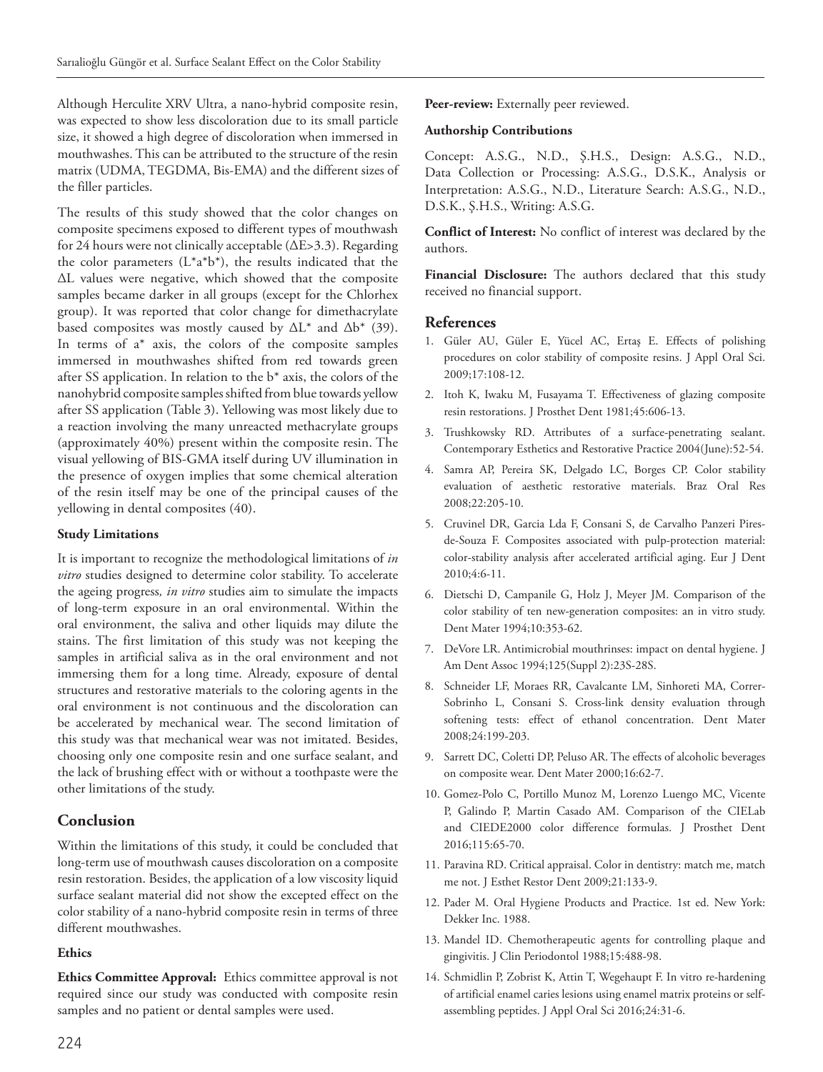Although Herculite XRV Ultra, a nano-hybrid composite resin, was expected to show less discoloration due to its small particle size, it showed a high degree of discoloration when immersed in mouthwashes. This can be attributed to the structure of the resin matrix (UDMA, TEGDMA, Bis-EMA) and the different sizes of the filler particles.

The results of this study showed that the color changes on composite specimens exposed to different types of mouthwash for 24 hours were not clinically acceptable ($\Delta E>3.3$). Regarding the color parameters ($L^*a^*b^*$), the results indicated that the $\Delta L$ values were negative, which showed that the composite samples became darker in all groups (except for the Chlorhex group). It was reported that color change for dimethacrylate based composites was mostly caused by $\Delta L^*$ and $\Delta b^*$ (39). In terms of $a^*$ axis, the colors of the composite samples immersed in mouthwashes shifted from red towards green after SS application. In relation to the $b^*$ axis, the colors of the nanohybrid composite samples shifted from blue towards yellow after SS application (Table 3). Yellowing was most likely due to a reaction involving the many unreacted methacrylate groups (approximately 40%) present within the composite resin. The visual yellowing of BIS-GMA itself during UV illumination in the presence of oxygen implies that some chemical alteration of the resin itself may be one of the principal causes of the yellowing in dental composites (40).

#### Study Limitations

It is important to recognize the methodological limitations of *in vitro* studies designed to determine color stability. To accelerate the ageing progress, *in vitro* studies aim to simulate the impacts of long-term exposure in an oral environmental. Within the oral environment, the saliva and other liquids may dilute the stains. The first limitation of this study was not keeping the samples in artificial saliva as in the oral environment and not immersing them for a long time. Already, exposure of dental structures and restorative materials to the coloring agents in the oral environment is not continuous and the discoloration can be accelerated by mechanical wear. The second limitation of this study was that mechanical wear was not imitated. Besides, choosing only one composite resin and one surface sealant, and the lack of brushing effect with or without a toothpaste were the other limitations of the study.

## Conclusion

Within the limitations of this study, it could be concluded that long-term use of mouthwash causes discoloration on a composite resin restoration. Besides, the application of a low viscosity liquid surface sealant material did not show the excepted effect on the color stability of a nano-hybrid composite resin in terms of three different mouthwashes.

#### Ethics

**Ethics Committee Approval:** Ethics committee approval is not required since our study was conducted with composite resin samples and no patient or dental samples were used.

**Peer-review:** Externally peer reviewed.

#### Authorship Contributions

Concept: A.S.G., N.D., Ş.H.S., Design: A.S.G., N.D., Data Collection or Processing: A.S.G., D.S.K., Analysis or Interpretation: A.S.G., N.D., Literature Search: A.S.G., N.D., D.S.K., Ş.H.S., Writing: A.S.G.

**Conflict of Interest:** No conflict of interest was declared by the authors.

**Financial Disclosure:** The authors declared that this study received no financial support.

## References

1. Güler AU, Güler E, Yücel AC, Ertaş E. Effects of polishing procedures on color stability of composite resins. J Appl Oral Sci. 2009;17:108-12.
2. Itoh K, Iwaku M, Fusayama T. Effectiveness of glazing composite resin restorations. J Prosthet Dent 1981;45:606-13.
3. Trushkowsky RD. Attributes of a surface-penetrating sealant. Contemporary Esthetics and Restorative Practice 2004(June):52-54.
4. Samra AP, Pereira SK, Delgado LC, Borges CP. Color stability evaluation of aesthetic restorative materials. Braz Oral Res 2008;22:205-10.
5. Cruvinel DR, Garcia Lda F, Consani S, de Carvalho Panzeri Pires-de-Souza F. Composites associated with pulp-protection material: color-stability analysis after accelerated artificial aging. Eur J Dent 2010;4:6-11.
6. Dietschi D, Campanile G, Holz J, Meyer JM. Comparison of the color stability of ten new-generation composites: an in vitro study. Dent Mater 1994;10:353-62.
7. DeVore LR. Antimicrobial mouthrinses: impact on dental hygiene. J Am Dent Assoc 1994;125(Suppl 2):23S-28S.
8. Schneider LF, Moraes RR, Cavalcante LM, Sinhoreti MA, Correr-Sobrinho L, Consani S. Cross-link density evaluation through softening tests: effect of ethanol concentration. Dent Mater 2008;24:199-203.
9. Sarrett DC, Coletti DP, Peluso AR. The effects of alcoholic beverages on composite wear. Dent Mater 2000;16:62-7.
10. Gomez-Polo C, Portillo Munoz M, Lorenzo Luengo MC, Vicente P, Galindo P, Martin Casado AM. Comparison of the CIELab and CIEDE2000 color difference formulas. J Prosthet Dent 2016;115:65-70.
11. Paravina RD. Critical appraisal. Color in dentistry: match me, match me not. J Esthet Restor Dent 2009;21:133-9.
12. Pader M. Oral Hygiene Products and Practice. 1st ed. New York: Dekker Inc. 1988.
13. Mandel ID. Chemotherapeutic agents for controlling plaque and gingivitis. J Clin Periodontol 1988;15:488-98.
14. Schmidlin P, Zobrist K, Attin T, Wegehaupt F. In vitro re-hardening of artificial enamel caries lesions using enamel matrix proteins or self-assembling peptides. J Appl Oral Sci 2016;24:31-6.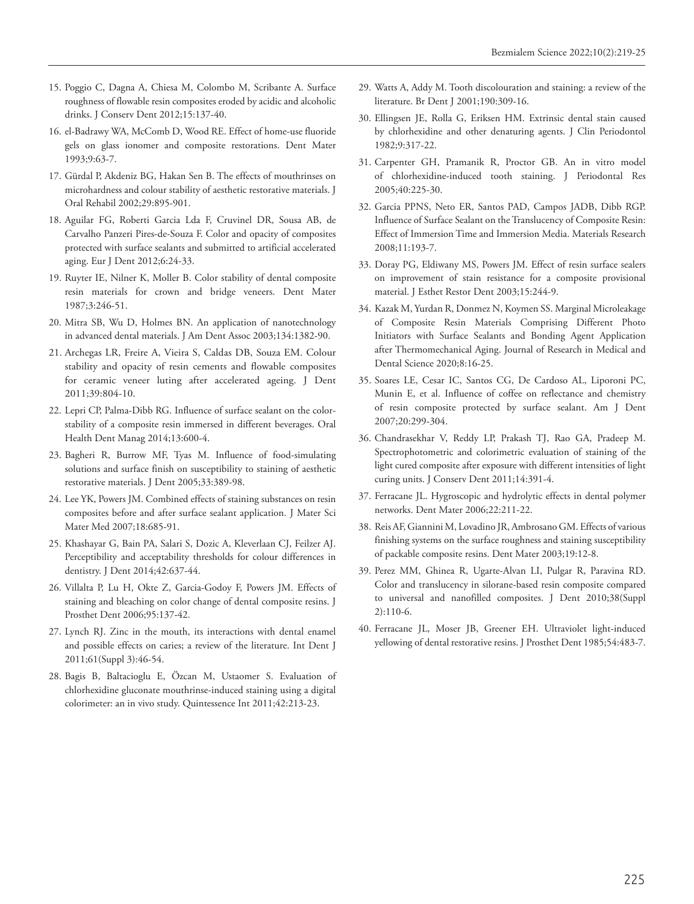15. Poggio C, Dagna A, Chiesa M, Colombo M, Scribante A. Surface roughness of flowable resin composites eroded by acidic and alcoholic drinks. J Conserv Dent 2012;15:137-40.
16. el-Badrawy WA, McComb D, Wood RE. Effect of home-use fluoride gels on glass ionomer and composite restorations. Dent Mater 1993;9:63-7.
17. Gürdal P, Akdeniz BG, Hakan Sen B. The effects of mouthrinses on microhardness and colour stability of aesthetic restorative materials. J Oral Rehabil 2002;29:895-901.
18. Aguilar FG, Roberti Garcia Lda F, Cruvinel DR, Sousa AB, de Carvalho Panzeri Pires-de-Souza F. Color and opacity of composites protected with surface sealants and submitted to artificial accelerated aging. Eur J Dent 2012;6:24-33.
19. Ruyter IE, Nilner K, Moller B. Color stability of dental composite resin materials for crown and bridge veneers. Dent Mater 1987;3:246-51.
20. Mitra SB, Wu D, Holmes BN. An application of nanotechnology in advanced dental materials. J Am Dent Assoc 2003;134:1382-90.
21. Archegas LR, Freire A, Vieira S, Caldas DB, Souza EM. Colour stability and opacity of resin cements and flowable composites for ceramic veneer luting after accelerated ageing. J Dent 2011;39:804-10.
22. Lepri CP, Palma-Dibb RG. Influence of surface sealant on the color-stability of a composite resin immersed in different beverages. Oral Health Dent Manag 2014;13:600-4.
23. Bagheri R, Burrow MF, Tyas M. Influence of food-simulating solutions and surface finish on susceptibility to staining of aesthetic restorative materials. J Dent 2005;33:389-98.
24. Lee YK, Powers JM. Combined effects of staining substances on resin composites before and after surface sealant application. J Mater Sci Mater Med 2007;18:685-91.
25. Khashayar G, Bain PA, Salari S, Dozic A, Kleverlaan CJ, Feilzer AJ. Perceptibility and acceptability thresholds for colour differences in dentistry. J Dent 2014;42:637-44.
26. Villalta P, Lu H, Okte Z, Garcia-Godoy F, Powers JM. Effects of staining and bleaching on color change of dental composite resins. J Prosthet Dent 2006;95:137-42.
27. Lynch RJ. Zinc in the mouth, its interactions with dental enamel and possible effects on caries; a review of the literature. Int Dent J 2011;61(Suppl 3):46-54.
28. Bagis B, Baltacioglu E, Özcan M, Ustaomer S. Evaluation of chlorhexidine gluconate mouthrinse-induced staining using a digital colorimeter: an in vivo study. Quintessence Int 2011;42:213-23.
29. Watts A, Addy M. Tooth discolouration and staining: a review of the literature. Br Dent J 2001;190:309-16.
30. Ellingsen JE, Rolla G, Eriksen HM. Extrinsic dental stain caused by chlorhexidine and other denaturing agents. J Clin Periodontol 1982;9:317-22.
31. Carpenter GH, Pramanik R, Proctor GB. An in vitro model of chlorhexidine-induced tooth staining. J Periodontal Res 2005;40:225-30.
32. Garcia PPNS, Neto ER, Santos PAD, Campos JADB, Dibb RGP. Influence of Surface Sealant on the Translucency of Composite Resin: Effect of Immersion Time and Immersion Media. Materials Research 2008;11:193-7.
33. Doray PG, Eldiwany MS, Powers JM. Effect of resin surface sealers on improvement of stain resistance for a composite provisional material. J Esthet Restor Dent 2003;15:244-9.
34. Kazak M, Yurdan R, Donmez N, Koymen SS. Marginal Microleakage of Composite Resin Materials Comprising Different Photo Initiators with Surface Sealants and Bonding Agent Application after Thermomechanical Aging. Journal of Research in Medical and Dental Science 2020;8:16-25.
35. Soares LE, Cesar IC, Santos CG, De Cardoso AL, Liporoni PC, Munin E, et al. Influence of coffee on reflectance and chemistry of resin composite protected by surface sealant. Am J Dent 2007;20:299-304.
36. Chandrasekhar V, Reddy LP, Prakash TJ, Rao GA, Pradeep M. Spectrophotometric and colorimetric evaluation of staining of the light cured composite after exposure with different intensities of light curing units. J Conserv Dent 2011;14:391-4.
37. Ferracane JL. Hygroscopic and hydrolytic effects in dental polymer networks. Dent Mater 2006;22:211-22.
38. Reis AF, Giannini M, Lovadino JR, Ambrosano GM. Effects of various finishing systems on the surface roughness and staining susceptibility of packable composite resins. Dent Mater 2003;19:12-8.
39. Perez MM, Ghinea R, Ugarte-Alvan LI, Pulgar R, Paravina RD. Color and translucency in silorane-based resin composite compared to universal and nanofilled composites. J Dent 2010;38(Suppl 2):110-6.
40. Ferracane JL, Moser JB, Greener EH. Ultraviolet light-induced yellowing of dental restorative resins. J Prosthet Dent 1985;54:483-7.